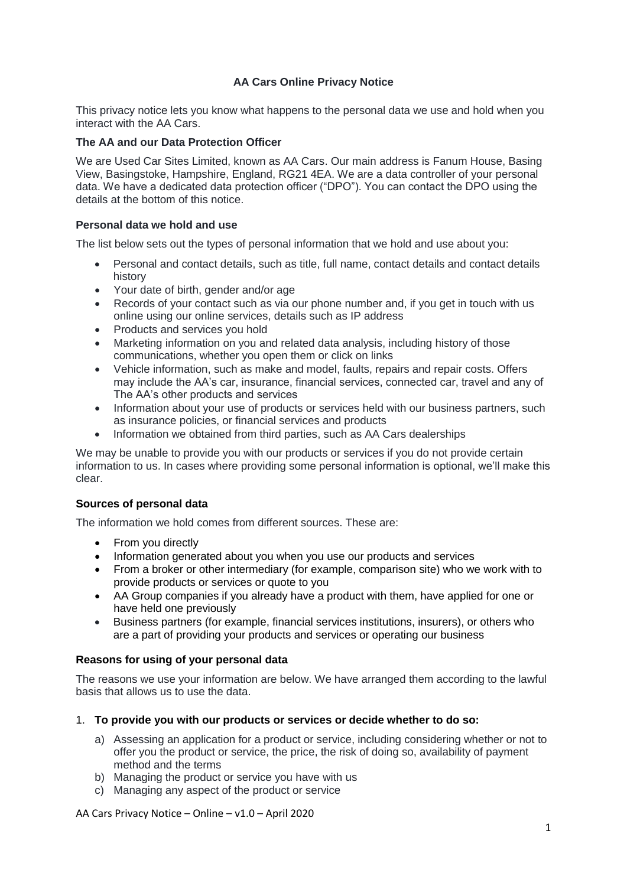# AA Cars Online Privacy Notice

This privacy notice lets you know what happens to the personal data we use and hold when you interact with the AA Cars.

### The AA and our Data Protection Officer

We are Used Car Sites Limited, known as AA Cars. Our main address is Fanum House, Basing View, Basingstoke, Hampshire, England, RG21 4EA. We are a data controller of your personal data. We have a dedicated data protection officer ("DPO"). You can contact the DPO using the details at the bottom of this notice.

### Personal data we hold and use

The list below sets out the types of personal information that we hold and use about you:

- Personal and contact details, such as title, full name, contact details and contact details history
- Your date of birth, gender and/or age
- Records of your contact such as via our phone number and, if you get in touch with us online using our online services, details such as IP address
- Products and services you hold
- Marketing information on you and related data analysis, including history of those communications, whether you open them or click on links
- Vehicle information, such as make and model, faults, repairs and repair costs. Offers may include the AA's car, insurance, financial services, connected car, travel and any of The AA's other products and services
- Information about your use of products or services held with our business partners, such as insurance policies, or financial services and products
- Information we obtained from third parties, such as AA Cars dealerships

We may be unable to provide you with our products or services if you do not provide certain information to us. In cases where providing some personal information is optional, we'll make this clear.

### Sources of personal data

The information we hold comes from different sources. These are:

- From you directly
- Information generated about you when you use our products and services
- From a broker or other intermediary (for example, comparison site) who we work with to provide products or services or quote to you
- AA Group companies if you already have a product with them, have applied for one or have held one previously
- Business partners (for example, financial services institutions, insurers), or others who are a part of providing your products and services or operating our business

### Reasons for using of your personal data

The reasons we use your information are below. We have arranged them according to the lawful basis that allows us to use the data.

1. **To provide you with our products or services or decide whether to do so:**
    a) Assessing an application for a product or service, including considering whether or not to offer you the product or service, the price, the risk of doing so, availability of payment method and the terms
    b) Managing the product or service you have with us
    c) Managing any aspect of the product or service

AA Cars Privacy Notice – Online – v1.0 – April 2020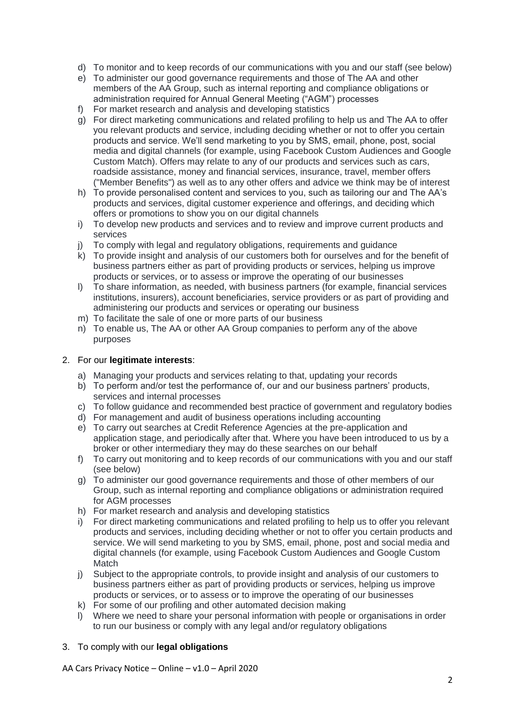d) To monitor and to keep records of our communications with you and our staff (see below)
e) To administer our good governance requirements and those of The AA and other members of the AA Group, such as internal reporting and compliance obligations or administration required for Annual General Meeting ("AGM") processes
f) For market research and analysis and developing statistics
g) For direct marketing communications and related profiling to help us and The AA to offer you relevant products and service, including deciding whether or not to offer you certain products and service. We'll send marketing to you by SMS, email, phone, post, social media and digital channels (for example, using Facebook Custom Audiences and Google Custom Match). Offers may relate to any of our products and services such as cars, roadside assistance, money and financial services, insurance, travel, member offers ("Member Benefits") as well as to any other offers and advice we think may be of interest
h) To provide personalised content and services to you, such as tailoring our and The AA's products and services, digital customer experience and offerings, and deciding which offers or promotions to show you on our digital channels
i) To develop new products and services and to review and improve current products and services
j) To comply with legal and regulatory obligations, requirements and guidance
k) To provide insight and analysis of our customers both for ourselves and for the benefit of business partners either as part of providing products or services, helping us improve products or services, or to assess or improve the operating of our businesses
l) To share information, as needed, with business partners (for example, financial services institutions, insurers), account beneficiaries, service providers or as part of providing and administering our products and services or operating our business
m) To facilitate the sale of one or more parts of our business
n) To enable us, The AA or other AA Group companies to perform any of the above purposes

2. For our **legitimate interests**:

   a) Managing your products and services relating to that, updating your records
   b) To perform and/or test the performance of, our and our business partners' products, services and internal processes
   c) To follow guidance and recommended best practice of government and regulatory bodies
   d) For management and audit of business operations including accounting
   e) To carry out searches at Credit Reference Agencies at the pre-application and application stage, and periodically after that. Where you have been introduced to us by a broker or other intermediary they may do these searches on our behalf
   f) To carry out monitoring and to keep records of our communications with you and our staff (see below)
   g) To administer our good governance requirements and those of other members of our Group, such as internal reporting and compliance obligations or administration required for AGM processes
   h) For market research and analysis and developing statistics
   i) For direct marketing communications and related profiling to help us to offer you relevant products and services, including deciding whether or not to offer you certain products and service. We will send marketing to you by SMS, email, phone, post and social media and digital channels (for example, using Facebook Custom Audiences and Google Custom Match
   j) Subject to the appropriate controls, to provide insight and analysis of our customers to business partners either as part of providing products or services, helping us improve products or services, or to assess or to improve the operating of our businesses
   k) For some of our profiling and other automated decision making
   l) Where we need to share your personal information with people or organisations in order to run our business or comply with any legal and/or regulatory obligations

3. To comply with our **legal obligations**

AA Cars Privacy Notice – Online – v1.0 – April 2020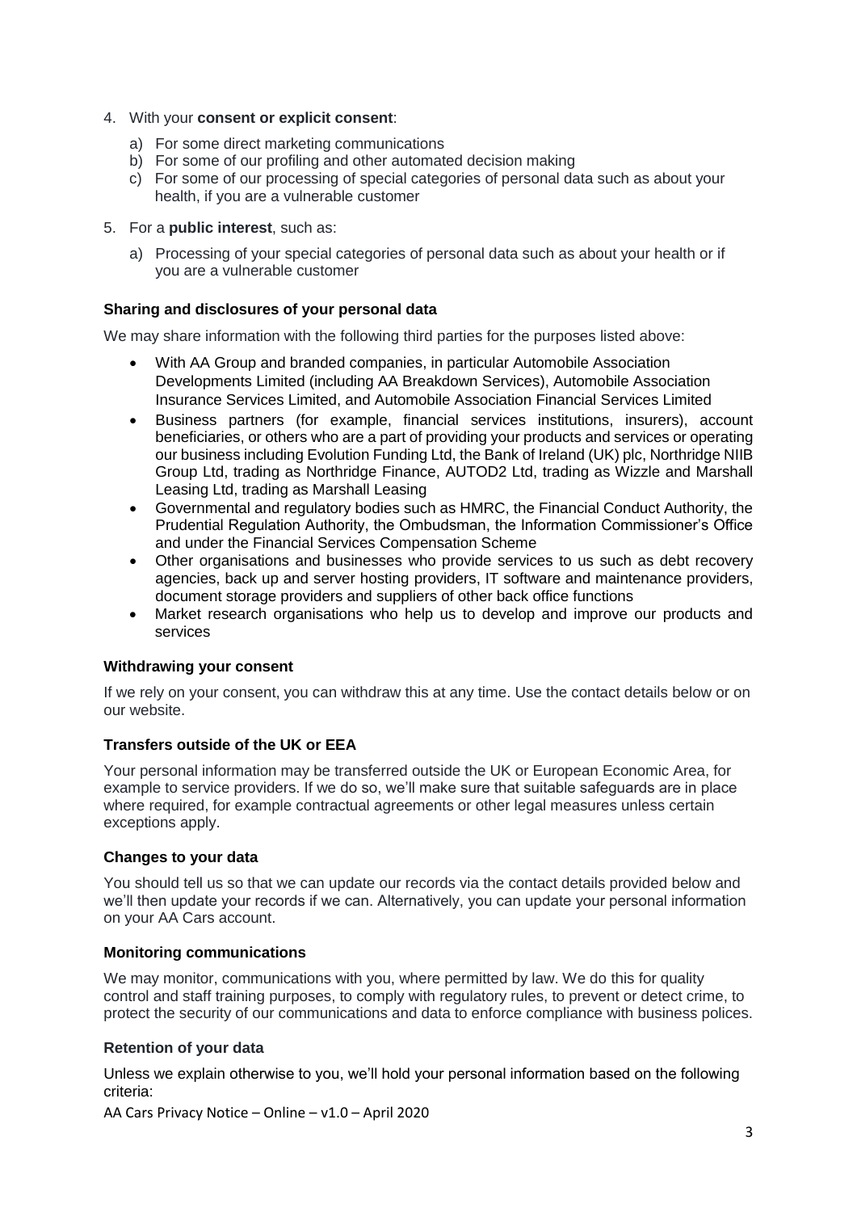4. With your **consent or explicit consent**:

    a) For some direct marketing communications
    b) For some of our profiling and other automated decision making
    c) For some of our processing of special categories of personal data such as about your health, if you are a vulnerable customer

5. For a **public interest**, such as:

    a) Processing of your special categories of personal data such as about your health or if you are a vulnerable customer

### Sharing and disclosures of your personal data

We may share information with the following third parties for the purposes listed above:

- With AA Group and branded companies, in particular Automobile Association Developments Limited (including AA Breakdown Services), Automobile Association Insurance Services Limited, and Automobile Association Financial Services Limited
- Business partners (for example, financial services institutions, insurers), account beneficiaries, or others who are a part of providing your products and services or operating our business including Evolution Funding Ltd, the Bank of Ireland (UK) plc, Northridge NIIB Group Ltd, trading as Northridge Finance, AUTOD2 Ltd, trading as Wizzle and Marshall Leasing Ltd, trading as Marshall Leasing
- Governmental and regulatory bodies such as HMRC, the Financial Conduct Authority, the Prudential Regulation Authority, the Ombudsman, the Information Commissioner's Office and under the Financial Services Compensation Scheme
- Other organisations and businesses who provide services to us such as debt recovery agencies, back up and server hosting providers, IT software and maintenance providers, document storage providers and suppliers of other back office functions
- Market research organisations who help us to develop and improve our products and services

### Withdrawing your consent

If we rely on your consent, you can withdraw this at any time. Use the contact details below or on our website.

### Transfers outside of the UK or EEA

Your personal information may be transferred outside the UK or European Economic Area, for example to service providers. If we do so, we'll make sure that suitable safeguards are in place where required, for example contractual agreements or other legal measures unless certain exceptions apply.

### Changes to your data

You should tell us so that we can update our records via the contact details provided below and we'll then update your records if we can. Alternatively, you can update your personal information on your AA Cars account.

### Monitoring communications

We may monitor, communications with you, where permitted by law. We do this for quality control and staff training purposes, to comply with regulatory rules, to prevent or detect crime, to protect the security of our communications and data to enforce compliance with business polices.

### Retention of your data

Unless we explain otherwise to you, we'll hold your personal information based on the following criteria: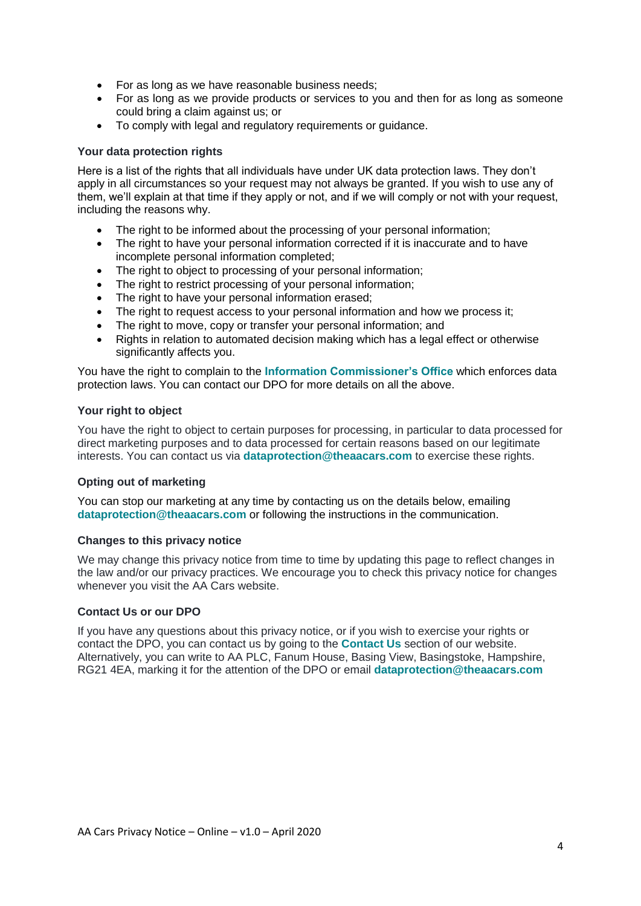- For as long as we have reasonable business needs;
- For as long as we provide products or services to you and then for as long as someone could bring a claim against us; or
- To comply with legal and regulatory requirements or guidance.

### Your data protection rights

Here is a list of the rights that all individuals have under UK data protection laws. They don't apply in all circumstances so your request may not always be granted. If you wish to use any of them, we'll explain at that time if they apply or not, and if we will comply or not with your request, including the reasons why.

- The right to be informed about the processing of your personal information;
- The right to have your personal information corrected if it is inaccurate and to have incomplete personal information completed;
- The right to object to processing of your personal information;
- The right to restrict processing of your personal information;
- The right to have your personal information erased;
- The right to request access to your personal information and how we process it;
- The right to move, copy or transfer your personal information; and
- Rights in relation to automated decision making which has a legal effect or otherwise significantly affects you.

You have the right to complain to the **Information Commissioner's Office** which enforces data protection laws. You can contact our DPO for more details on all the above.

### Your right to object

You have the right to object to certain purposes for processing, in particular to data processed for direct marketing purposes and to data processed for certain reasons based on our legitimate interests. You can contact us via **dataprotection@theaacars.com** to exercise these rights.

### Opting out of marketing

You can stop our marketing at any time by contacting us on the details below, emailing **dataprotection@theaacars.com** or following the instructions in the communication.

### Changes to this privacy notice

We may change this privacy notice from time to time by updating this page to reflect changes in the law and/or our privacy practices. We encourage you to check this privacy notice for changes whenever you visit the AA Cars website.

### Contact Us or our DPO

If you have any questions about this privacy notice, or if you wish to exercise your rights or contact the DPO, you can contact us by going to the **Contact Us** section of our website. Alternatively, you can write to AA PLC, Fanum House, Basing View, Basingstoke, Hampshire, RG21 4EA, marking it for the attention of the DPO or email **dataprotection@theaacars.com**